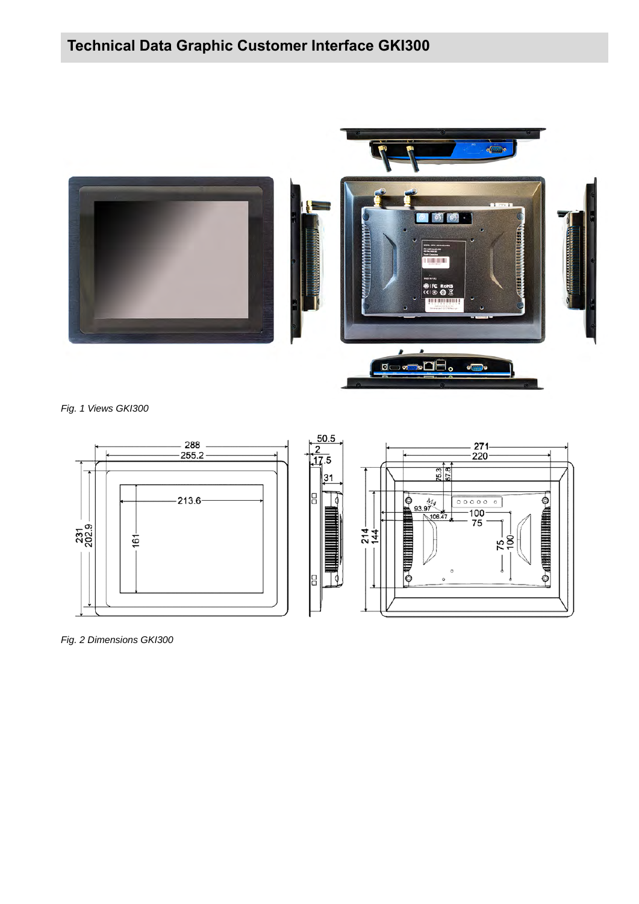## Technical Data Graphic Customer Interface GKI300

*Fig. 1 Views GKI300*

*Fig. 2 Dimensions GKI300*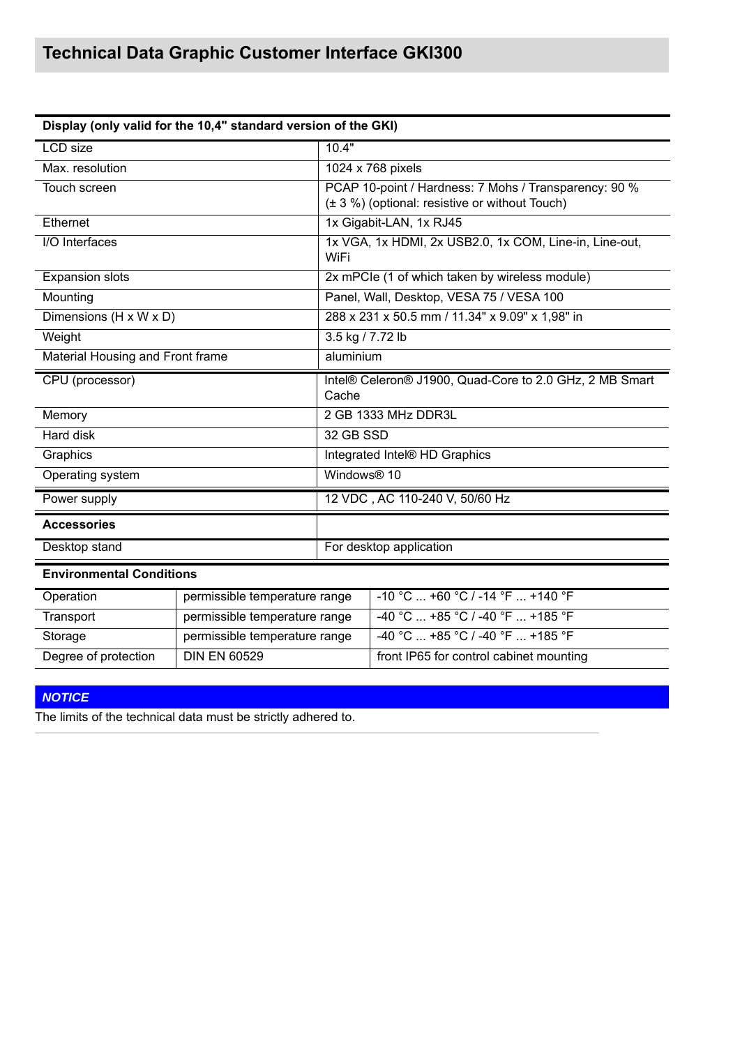## Technical Data Graphic Customer Interface GKI300

| Display (only valid for the 10,4" standard version of the GKI) | |
|---|---|
| LCD size | 10.4" |
| Max. resolution | 1024 x 768 pixels |
| Touch screen | PCAP 10-point / Hardness: 7 Mohs / Transparency: 90 % (± 3 %) (optional: resistive or without Touch) |
| Ethernet | 1x Gigabit-LAN, 1x RJ45 |
| I/O Interfaces | 1x VGA, 1x HDMI, 2x USB2.0, 1x COM, Line-in, Line-out, WiFi |
| Expansion slots | 2x mPCIe (1 of which taken by wireless module) |
| Mounting | Panel, Wall, Desktop, VESA 75 / VESA 100 |
| Dimensions (H x W x D) | 288 x 231 x 50.5 mm / 11.34" x 9.09" x 1,98" in |
| Weight | 3.5 kg / 7.72 lb |
| Material Housing and Front frame | aluminium |
| CPU (processor) | Intel® Celeron® J1900, Quad-Core to 2.0 GHz, 2 MB Smart Cache |
| Memory | 2 GB 1333 MHz DDR3L |
| Hard disk | 32 GB SSD |
| Graphics | Integrated Intel® HD Graphics |
| Operating system | Windows® 10 |
| Power supply | 12 VDC , AC 110-240 V, 50/60 Hz |
| **Accessories** | |
| Desktop stand | For desktop application |

| Environmental Conditions | | |
|---|---|---|
| Operation | permissible temperature range | -10 °C ... +60 °C / -14 °F ... +140 °F |
| Transport | permissible temperature range | -40 °C ... +85 °C / -40 °F ... +185 °F |
| Storage | permissible temperature range | -40 °C ... +85 °C / -40 °F ... +185 °F |
| Degree of protection | DIN EN 60529 | front IP65 for control cabinet mounting |

***NOTICE***

The limits of the technical data must be strictly adhered to.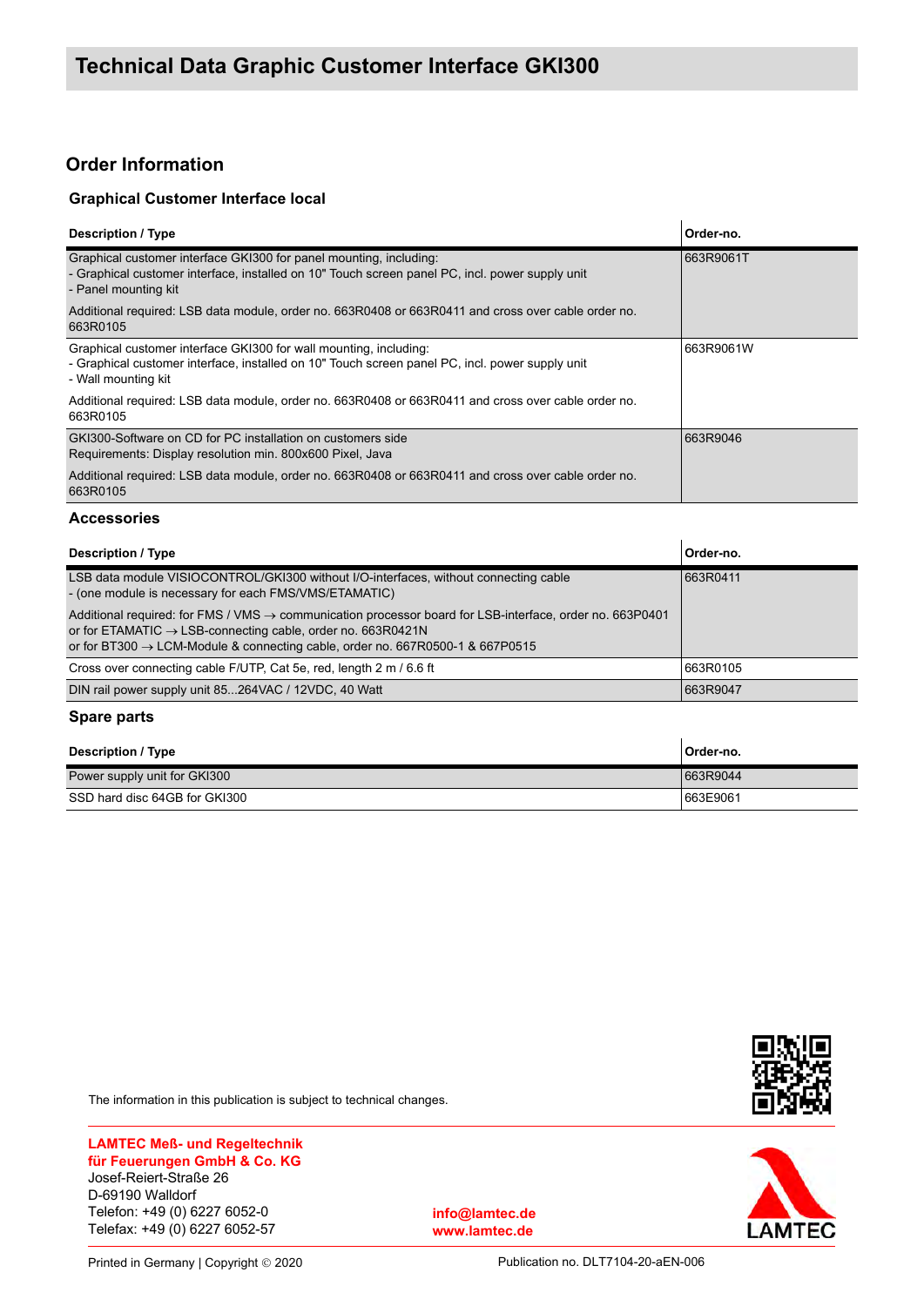# Technical Data Graphic Customer Interface GKI300

## Order Information

### Graphical Customer Interface local

| Description / Type | Order-no. |
|---|---|
| Graphical customer interface GKI300 for panel mounting, including:<br>- Graphical customer interface, installed on 10" Touch screen panel PC, incl. power supply unit<br>- Panel mounting kit<br><br>Additional required: LSB data module, order no. 663R0408 or 663R0411 and cross over cable order no. 663R0105 | 663R9061T |
| Graphical customer interface GKI300 for wall mounting, including:<br>- Graphical customer interface, installed on 10" Touch screen panel PC, incl. power supply unit<br>- Wall mounting kit<br><br>Additional required: LSB data module, order no. 663R0408 or 663R0411 and cross over cable order no. 663R0105 | 663R9061W |
| GKI300-Software on CD for PC installation on customers side<br>Requirements: Display resolution min. 800x600 Pixel, Java<br><br>Additional required: LSB data module, order no. 663R0408 or 663R0411 and cross over cable order no. 663R0105 | 663R9046 |

### Accessories

| Description / Type | Order-no. |
|---|---|
| LSB data module VISIOCONTROL/GKI300 without I/O-interfaces, without connecting cable<br>- (one module is necessary for each FMS/VMS/ETAMATIC)<br><br>Additional required: for FMS / VMS → communication processor board for LSB-interface, order no. 663P0401<br>or for ETAMATIC → LSB-connecting cable, order no. 663R0421N<br>or for BT300 → LCM-Module & connecting cable, order no. 667R0500-1 & 667P0515 | 663R0411 |
| Cross over connecting cable F/UTP, Cat 5e, red, length 2 m / 6.6 ft | 663R0105 |
| DIN rail power supply unit 85...264VAC / 12VDC, 40 Watt | 663R9047 |

### Spare parts

| Description / Type | Order-no. |
|---|---|
| Power supply unit for GKI300 | 663R9044 |
| SSD hard disc 64GB for GKI300 | 663E9061 |

The information in this publication is subject to technical changes.

**LAMTEC Meß- und Regeltechnik für Feuerungen GmbH & Co. KG**
Josef-Reiert-Straße 26
D-69190 Walldorf
Telefon: +49 (0) 6227 6052-0
Telefax: +49 (0) 6227 6052-57

**info@lamtec.de**
**www.lamtec.de**

Printed in Germany | Copyright © 2020

Publication no. DLT7104-20-aEN-006